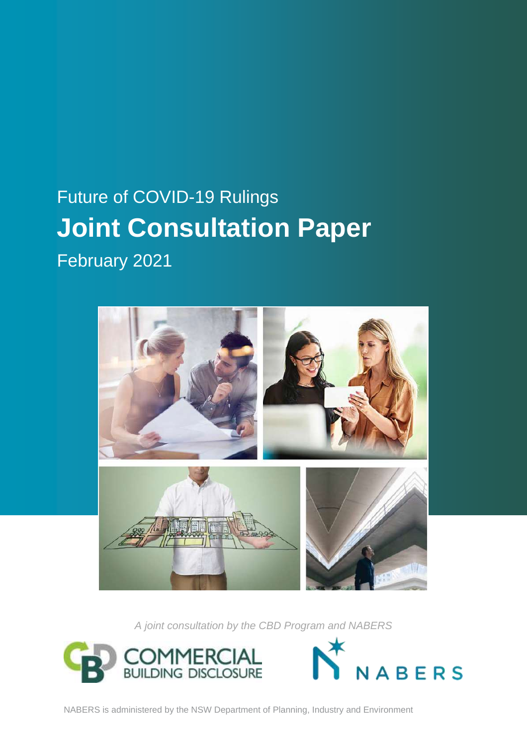Future of COVID-19 Rulings

# Joint Consultation Paper

February 2021

*A joint consultation by the CBD Program and NABERS*

NABERS is administered by the NSW Department of Planning, Industry and Environment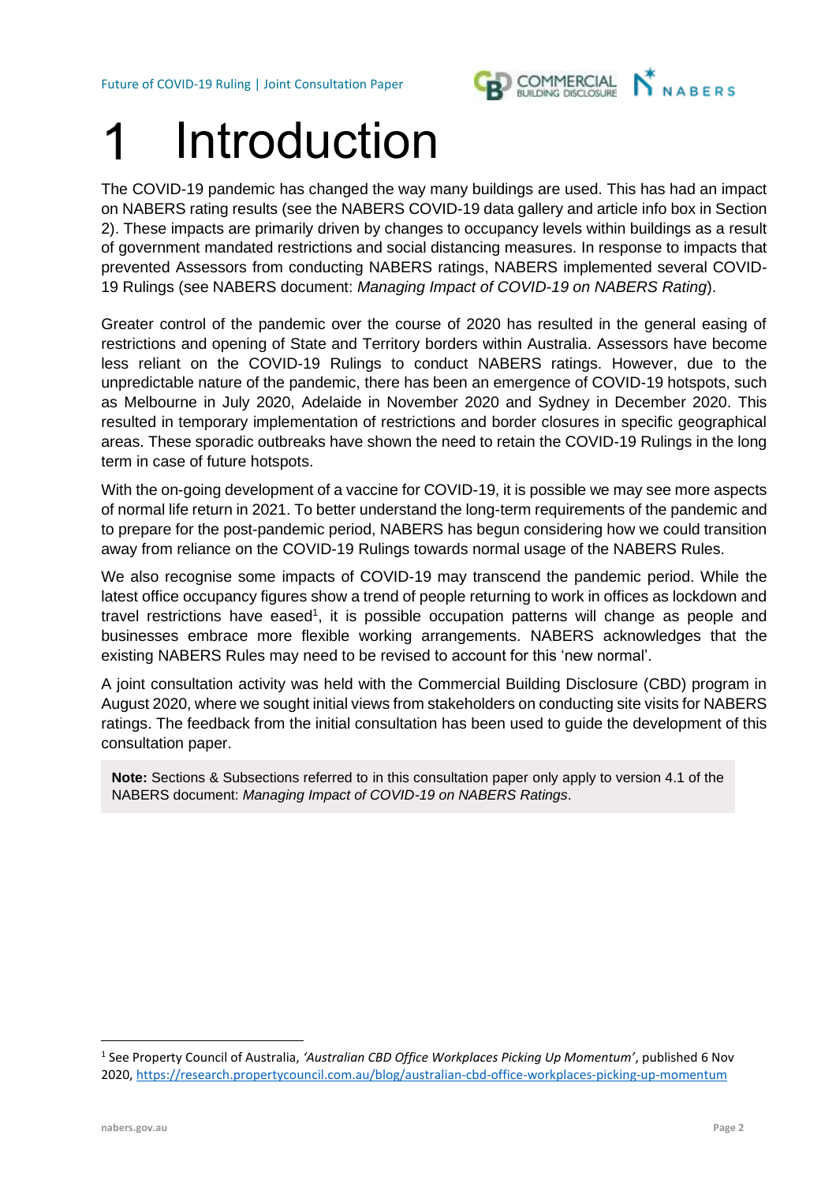# 1 Introduction

The COVID-19 pandemic has changed the way many buildings are used. This has had an impact on NABERS rating results (see the NABERS COVID-19 data gallery and article info box in Section 2). These impacts are primarily driven by changes to occupancy levels within buildings as a result of government mandated restrictions and social distancing measures. In response to impacts that prevented Assessors from conducting NABERS ratings, NABERS implemented several COVID-19 Rulings (see NABERS document: *Managing Impact of COVID-19 on NABERS Rating*).

Greater control of the pandemic over the course of 2020 has resulted in the general easing of restrictions and opening of State and Territory borders within Australia. Assessors have become less reliant on the COVID-19 Rulings to conduct NABERS ratings. However, due to the unpredictable nature of the pandemic, there has been an emergence of COVID-19 hotspots, such as Melbourne in July 2020, Adelaide in November 2020 and Sydney in December 2020. This resulted in temporary implementation of restrictions and border closures in specific geographical areas. These sporadic outbreaks have shown the need to retain the COVID-19 Rulings in the long term in case of future hotspots.

With the on-going development of a vaccine for COVID-19, it is possible we may see more aspects of normal life return in 2021. To better understand the long-term requirements of the pandemic and to prepare for the post-pandemic period, NABERS has begun considering how we could transition away from reliance on the COVID-19 Rulings towards normal usage of the NABERS Rules.

We also recognise some impacts of COVID-19 may transcend the pandemic period. While the latest office occupancy figures show a trend of people returning to work in offices as lockdown and travel restrictions have eased[1], it is possible occupation patterns will change as people and businesses embrace more flexible working arrangements. NABERS acknowledges that the existing NABERS Rules may need to be revised to account for this 'new normal'.

A joint consultation activity was held with the Commercial Building Disclosure (CBD) program in August 2020, where we sought initial views from stakeholders on conducting site visits for NABERS ratings. The feedback from the initial consultation has been used to guide the development of this consultation paper.

> **Note:** Sections & Subsections referred to in this consultation paper only apply to version 4.1 of the NABERS document: *Managing Impact of COVID-19 on NABERS Ratings*.

---

[1] See Property Council of Australia, ***'Australian CBD Office Workplaces Picking Up Momentum'***, published 6 Nov 2020, https://research.propertycouncil.com.au/blog/australian-cbd-office-workplaces-picking-up-momentum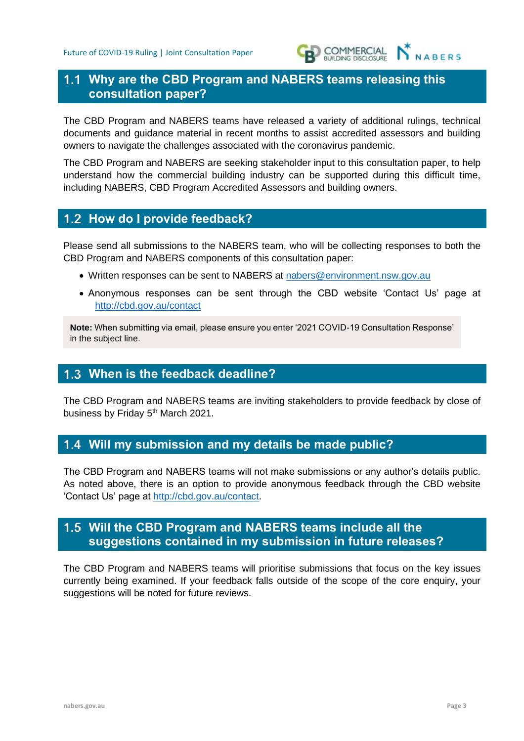## 1.1 Why are the CBD Program and NABERS teams releasing this consultation paper?

The CBD Program and NABERS teams have released a variety of additional rulings, technical documents and guidance material in recent months to assist accredited assessors and building owners to navigate the challenges associated with the coronavirus pandemic.

The CBD Program and NABERS are seeking stakeholder input to this consultation paper, to help understand how the commercial building industry can be supported during this difficult time, including NABERS, CBD Program Accredited Assessors and building owners.

## 1.2 How do I provide feedback?

Please send all submissions to the NABERS team, who will be collecting responses to both the CBD Program and NABERS components of this consultation paper:

- Written responses can be sent to NABERS at nabers@environment.nsw.gov.au
- Anonymous responses can be sent through the CBD website 'Contact Us' page at http://cbd.gov.au/contact

**Note:** When submitting via email, please ensure you enter '2021 COVID-19 Consultation Response' in the subject line.

## 1.3 When is the feedback deadline?

The CBD Program and NABERS teams are inviting stakeholders to provide feedback by close of business by Friday 5th March 2021.

## 1.4 Will my submission and my details be made public?

The CBD Program and NABERS teams will not make submissions or any author's details public. As noted above, there is an option to provide anonymous feedback through the CBD website 'Contact Us' page at http://cbd.gov.au/contact.

## 1.5 Will the CBD Program and NABERS teams include all the suggestions contained in my submission in future releases?

The CBD Program and NABERS teams will prioritise submissions that focus on the key issues currently being examined. If your feedback falls outside of the scope of the core enquiry, your suggestions will be noted for future reviews.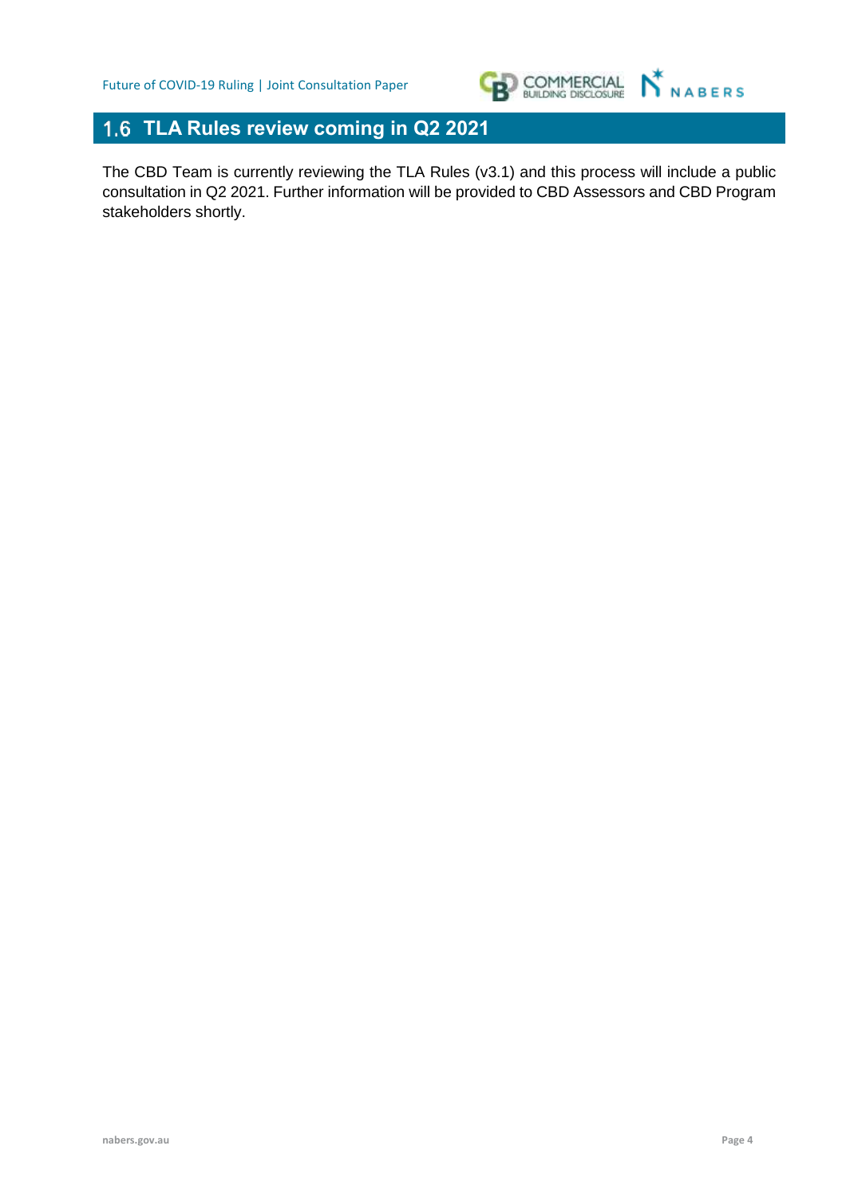## 1.6 TLA Rules review coming in Q2 2021

The CBD Team is currently reviewing the TLA Rules (v3.1) and this process will include a public consultation in Q2 2021. Further information will be provided to CBD Assessors and CBD Program stakeholders shortly.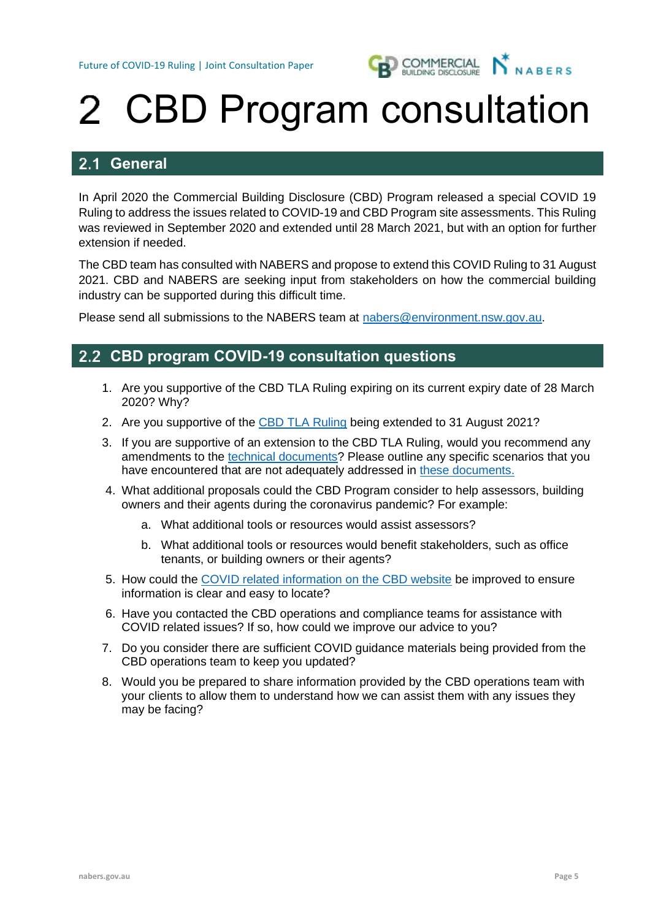# 2 CBD Program consultation

## 2.1 General

In April 2020 the Commercial Building Disclosure (CBD) Program released a special COVID 19 Ruling to address the issues related to COVID-19 and CBD Program site assessments. This Ruling was reviewed in September 2020 and extended until 28 March 2021, but with an option for further extension if needed.

The CBD team has consulted with NABERS and propose to extend this COVID Ruling to 31 August 2021. CBD and NABERS are seeking input from stakeholders on how the commercial building industry can be supported during this difficult time.

Please send all submissions to the NABERS team at nabers@environment.nsw.gov.au.

## 2.2 CBD program COVID-19 consultation questions

1. Are you supportive of the CBD TLA Ruling expiring on its current expiry date of 28 March 2020? Why?
2. Are you supportive of the CBD TLA Ruling being extended to 31 August 2021?
3. If you are supportive of an extension to the CBD TLA Ruling, would you recommend any amendments to the technical documents? Please outline any specific scenarios that you have encountered that are not adequately addressed in these documents.
4. What additional proposals could the CBD Program consider to help assessors, building owners and their agents during the coronavirus pandemic? For example:
    a. What additional tools or resources would assist assessors?
    b. What additional tools or resources would benefit stakeholders, such as office tenants, or building owners or their agents?
5. How could the COVID related information on the CBD website be improved to ensure information is clear and easy to locate?
6. Have you contacted the CBD operations and compliance teams for assistance with COVID related issues? If so, how could we improve our advice to you?
7. Do you consider there are sufficient COVID guidance materials being provided from the CBD operations team to keep you updated?
8. Would you be prepared to share information provided by the CBD operations team with your clients to allow them to understand how we can assist them with any issues they may be facing?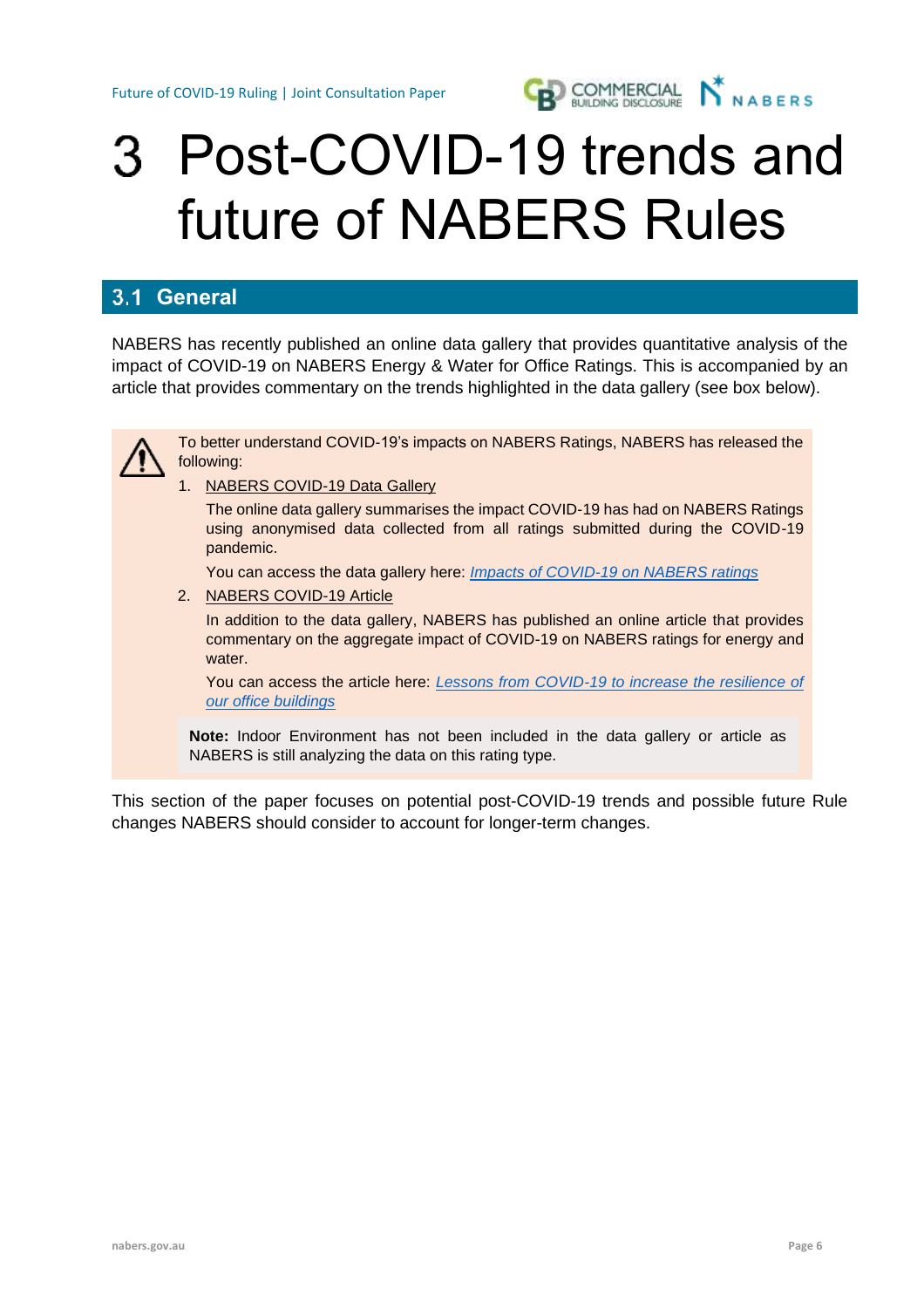# 3 Post-COVID-19 trends and future of NABERS Rules

## 3.1 General

NABERS has recently published an online data gallery that provides quantitative analysis of the impact of COVID-19 on NABERS Energy & Water for Office Ratings. This is accompanied by an article that provides commentary on the trends highlighted in the data gallery (see box below).

> To better understand COVID-19's impacts on NABERS Ratings, NABERS has released the following:
>
> 1. NABERS COVID-19 Data Gallery
>
>    The online data gallery summarises the impact COVID-19 has had on NABERS Ratings using anonymised data collected from all ratings submitted during the COVID-19 pandemic.
>
>    You can access the data gallery here: *Impacts of COVID-19 on NABERS ratings*
>
> 2. NABERS COVID-19 Article
>
>    In addition to the data gallery, NABERS has published an online article that provides commentary on the aggregate impact of COVID-19 on NABERS ratings for energy and water.
>
>    You can access the article here: *Lessons from COVID-19 to increase the resilience of our office buildings*
>
> **Note:** Indoor Environment has not been included in the data gallery or article as NABERS is still analyzing the data on this rating type.

This section of the paper focuses on potential post-COVID-19 trends and possible future Rule changes NABERS should consider to account for longer-term changes.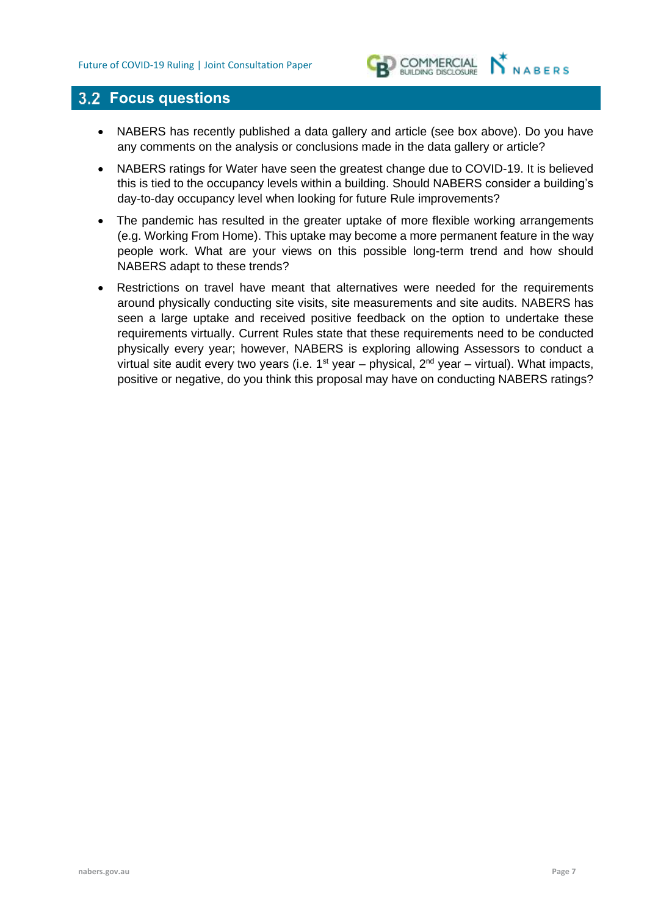## 3.2 Focus questions

- NABERS has recently published a data gallery and article (see box above). Do you have any comments on the analysis or conclusions made in the data gallery or article?
- NABERS ratings for Water have seen the greatest change due to COVID-19. It is believed this is tied to the occupancy levels within a building. Should NABERS consider a building's day-to-day occupancy level when looking for future Rule improvements?
- The pandemic has resulted in the greater uptake of more flexible working arrangements (e.g. Working From Home). This uptake may become a more permanent feature in the way people work. What are your views on this possible long-term trend and how should NABERS adapt to these trends?
- Restrictions on travel have meant that alternatives were needed for the requirements around physically conducting site visits, site measurements and site audits. NABERS has seen a large uptake and received positive feedback on the option to undertake these requirements virtually. Current Rules state that these requirements need to be conducted physically every year; however, NABERS is exploring allowing Assessors to conduct a virtual site audit every two years (i.e. 1st year – physical, 2nd year – virtual). What impacts, positive or negative, do you think this proposal may have on conducting NABERS ratings?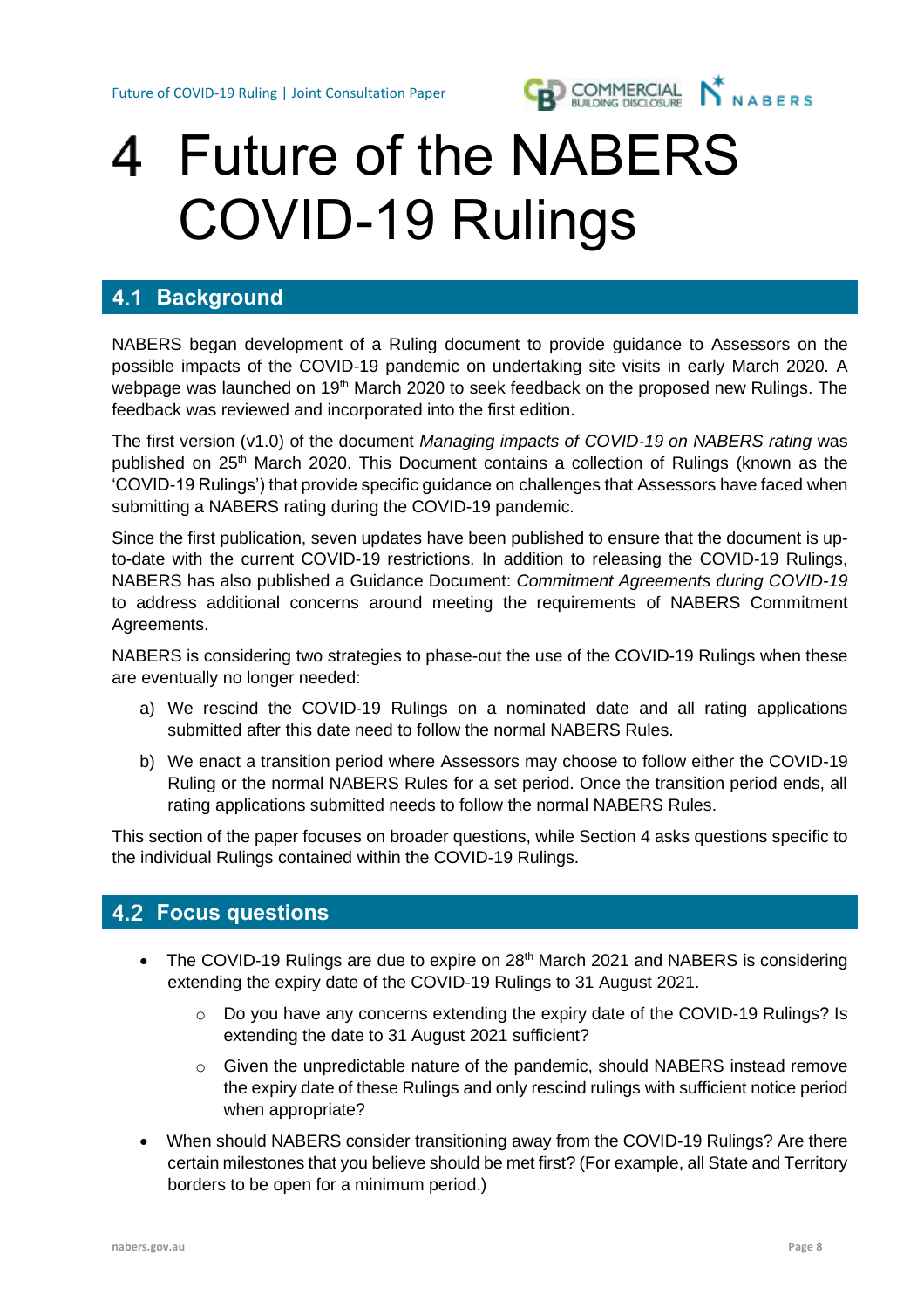# 4 Future of the NABERS COVID-19 Rulings

## 4.1 Background

NABERS began development of a Ruling document to provide guidance to Assessors on the possible impacts of the COVID-19 pandemic on undertaking site visits in early March 2020. A webpage was launched on 19th March 2020 to seek feedback on the proposed new Rulings. The feedback was reviewed and incorporated into the first edition.

The first version (v1.0) of the document *Managing impacts of COVID-19 on NABERS rating* was published on 25th March 2020. This Document contains a collection of Rulings (known as the 'COVID-19 Rulings') that provide specific guidance on challenges that Assessors have faced when submitting a NABERS rating during the COVID-19 pandemic.

Since the first publication, seven updates have been published to ensure that the document is up-to-date with the current COVID-19 restrictions. In addition to releasing the COVID-19 Rulings, NABERS has also published a Guidance Document: *Commitment Agreements during COVID-19* to address additional concerns around meeting the requirements of NABERS Commitment Agreements.

NABERS is considering two strategies to phase-out the use of the COVID-19 Rulings when these are eventually no longer needed:

a) We rescind the COVID-19 Rulings on a nominated date and all rating applications submitted after this date need to follow the normal NABERS Rules.

b) We enact a transition period where Assessors may choose to follow either the COVID-19 Ruling or the normal NABERS Rules for a set period. Once the transition period ends, all rating applications submitted needs to follow the normal NABERS Rules.

This section of the paper focuses on broader questions, while Section 4 asks questions specific to the individual Rulings contained within the COVID-19 Rulings.

## 4.2 Focus questions

- The COVID-19 Rulings are due to expire on 28th March 2021 and NABERS is considering extending the expiry date of the COVID-19 Rulings to 31 August 2021.
  - Do you have any concerns extending the expiry date of the COVID-19 Rulings? Is extending the date to 31 August 2021 sufficient?
  - Given the unpredictable nature of the pandemic, should NABERS instead remove the expiry date of these Rulings and only rescind rulings with sufficient notice period when appropriate?
- When should NABERS consider transitioning away from the COVID-19 Rulings? Are there certain milestones that you believe should be met first? (For example, all State and Territory borders to be open for a minimum period.)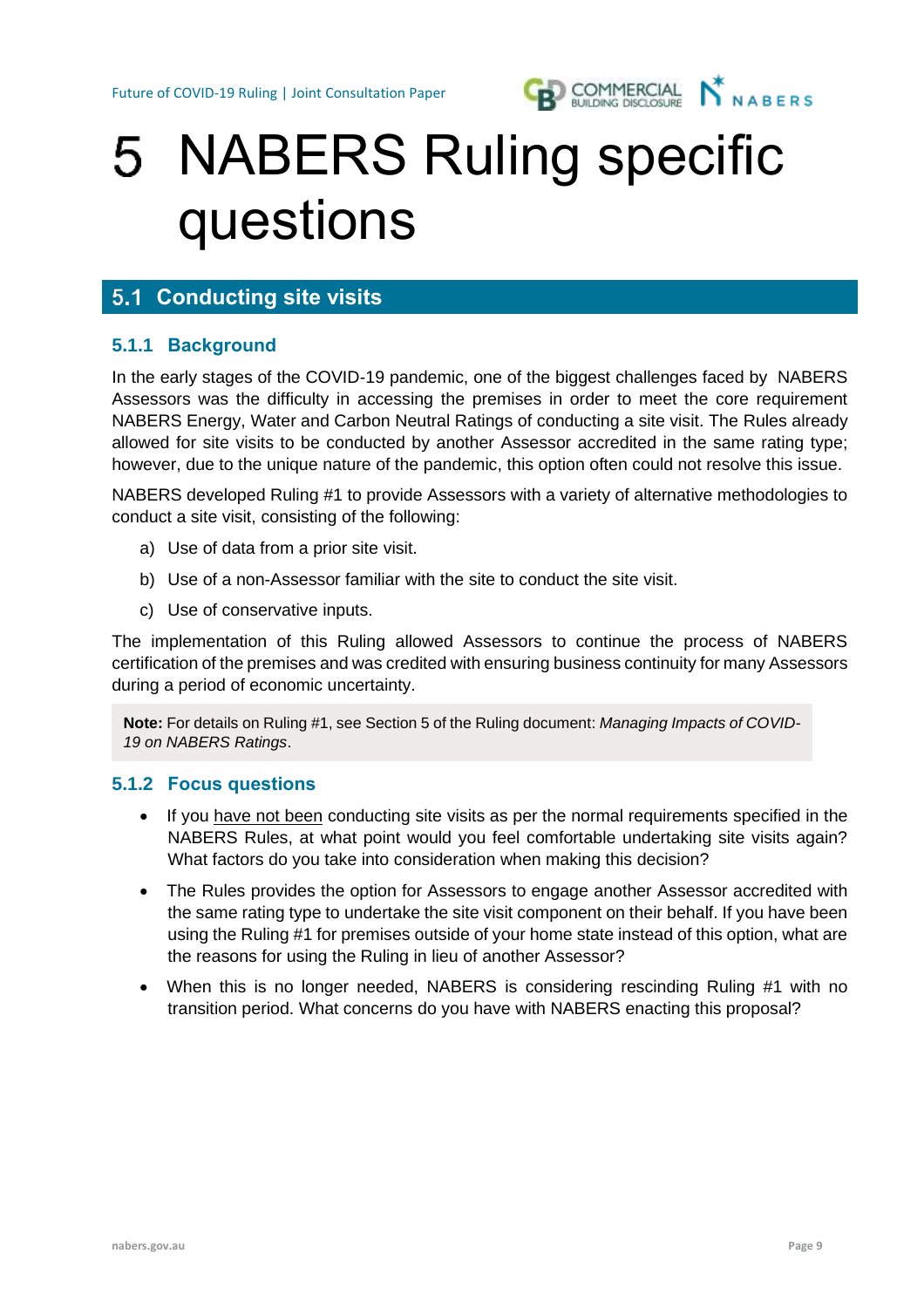# 5 NABERS Ruling specific questions

## 5.1 Conducting site visits

### 5.1.1 Background

In the early stages of the COVID-19 pandemic, one of the biggest challenges faced by NABERS Assessors was the difficulty in accessing the premises in order to meet the core requirement NABERS Energy, Water and Carbon Neutral Ratings of conducting a site visit. The Rules already allowed for site visits to be conducted by another Assessor accredited in the same rating type; however, due to the unique nature of the pandemic, this option often could not resolve this issue.

NABERS developed Ruling #1 to provide Assessors with a variety of alternative methodologies to conduct a site visit, consisting of the following:

a) Use of data from a prior site visit.

b) Use of a non-Assessor familiar with the site to conduct the site visit.

c) Use of conservative inputs.

The implementation of this Ruling allowed Assessors to continue the process of NABERS certification of the premises and was credited with ensuring business continuity for many Assessors during a period of economic uncertainty.

> **Note:** For details on Ruling #1, see Section 5 of the Ruling document: *Managing Impacts of COVID-19 on NABERS Ratings*.

### 5.1.2 Focus questions

- If you have not been conducting site visits as per the normal requirements specified in the NABERS Rules, at what point would you feel comfortable undertaking site visits again? What factors do you take into consideration when making this decision?
- The Rules provides the option for Assessors to engage another Assessor accredited with the same rating type to undertake the site visit component on their behalf. If you have been using the Ruling #1 for premises outside of your home state instead of this option, what are the reasons for using the Ruling in lieu of another Assessor?
- When this is no longer needed, NABERS is considering rescinding Ruling #1 with no transition period. What concerns do you have with NABERS enacting this proposal?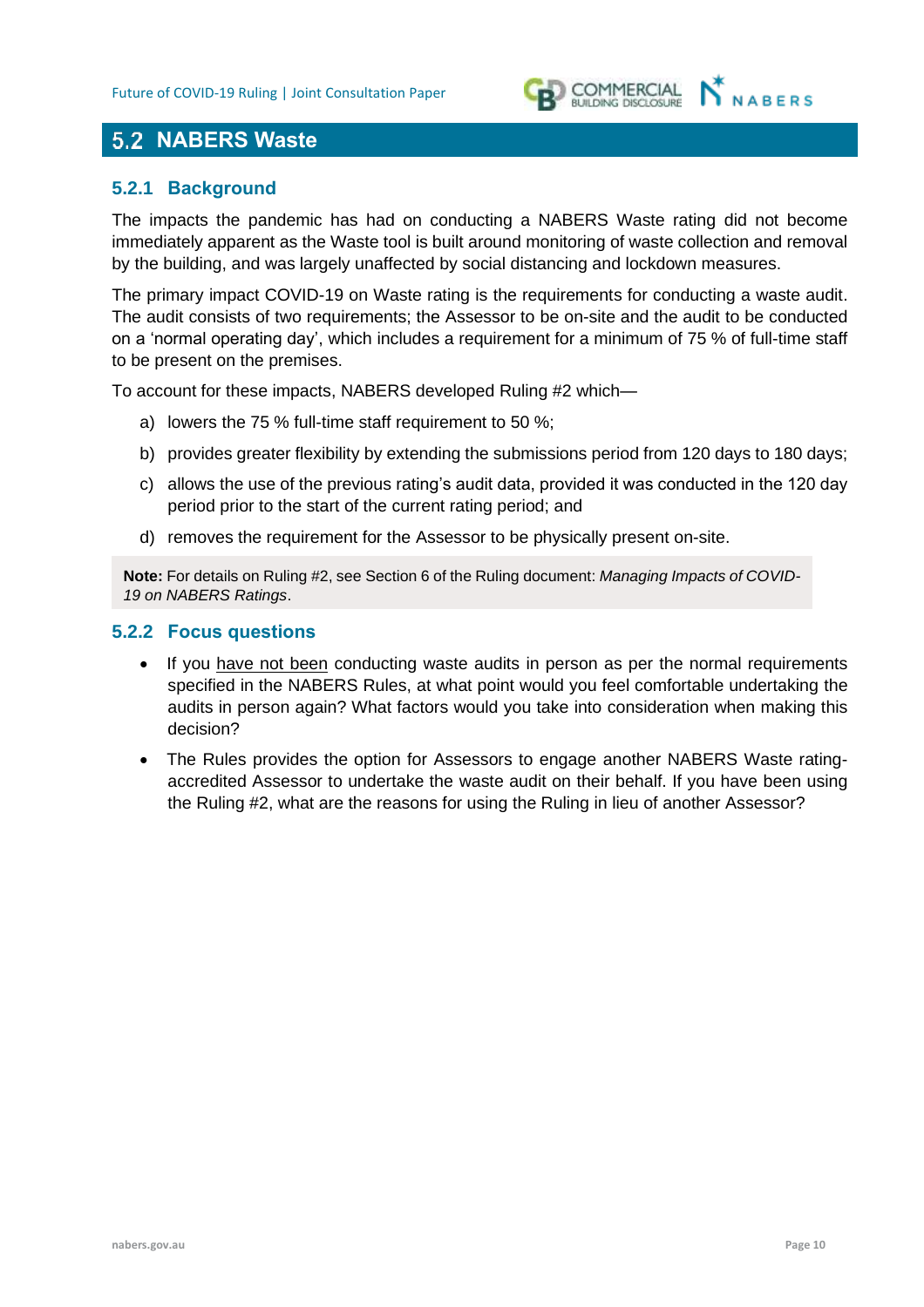## 5.2 NABERS Waste

### 5.2.1 Background

The impacts the pandemic has had on conducting a NABERS Waste rating did not become immediately apparent as the Waste tool is built around monitoring of waste collection and removal by the building, and was largely unaffected by social distancing and lockdown measures.

The primary impact COVID-19 on Waste rating is the requirements for conducting a waste audit. The audit consists of two requirements; the Assessor to be on-site and the audit to be conducted on a 'normal operating day', which includes a requirement for a minimum of 75 % of full-time staff to be present on the premises.

To account for these impacts, NABERS developed Ruling #2 which—

a) lowers the 75 % full-time staff requirement to 50 %;

b) provides greater flexibility by extending the submissions period from 120 days to 180 days;

c) allows the use of the previous rating's audit data, provided it was conducted in the 120 day period prior to the start of the current rating period; and

d) removes the requirement for the Assessor to be physically present on-site.

**Note:** For details on Ruling #2, see Section 6 of the Ruling document: *Managing Impacts of COVID-19 on NABERS Ratings*.

### 5.2.2 Focus questions

- If you <u>have not been</u> conducting waste audits in person as per the normal requirements specified in the NABERS Rules, at what point would you feel comfortable undertaking the audits in person again? What factors would you take into consideration when making this decision?
- The Rules provides the option for Assessors to engage another NABERS Waste rating-accredited Assessor to undertake the waste audit on their behalf. If you have been using the Ruling #2, what are the reasons for using the Ruling in lieu of another Assessor?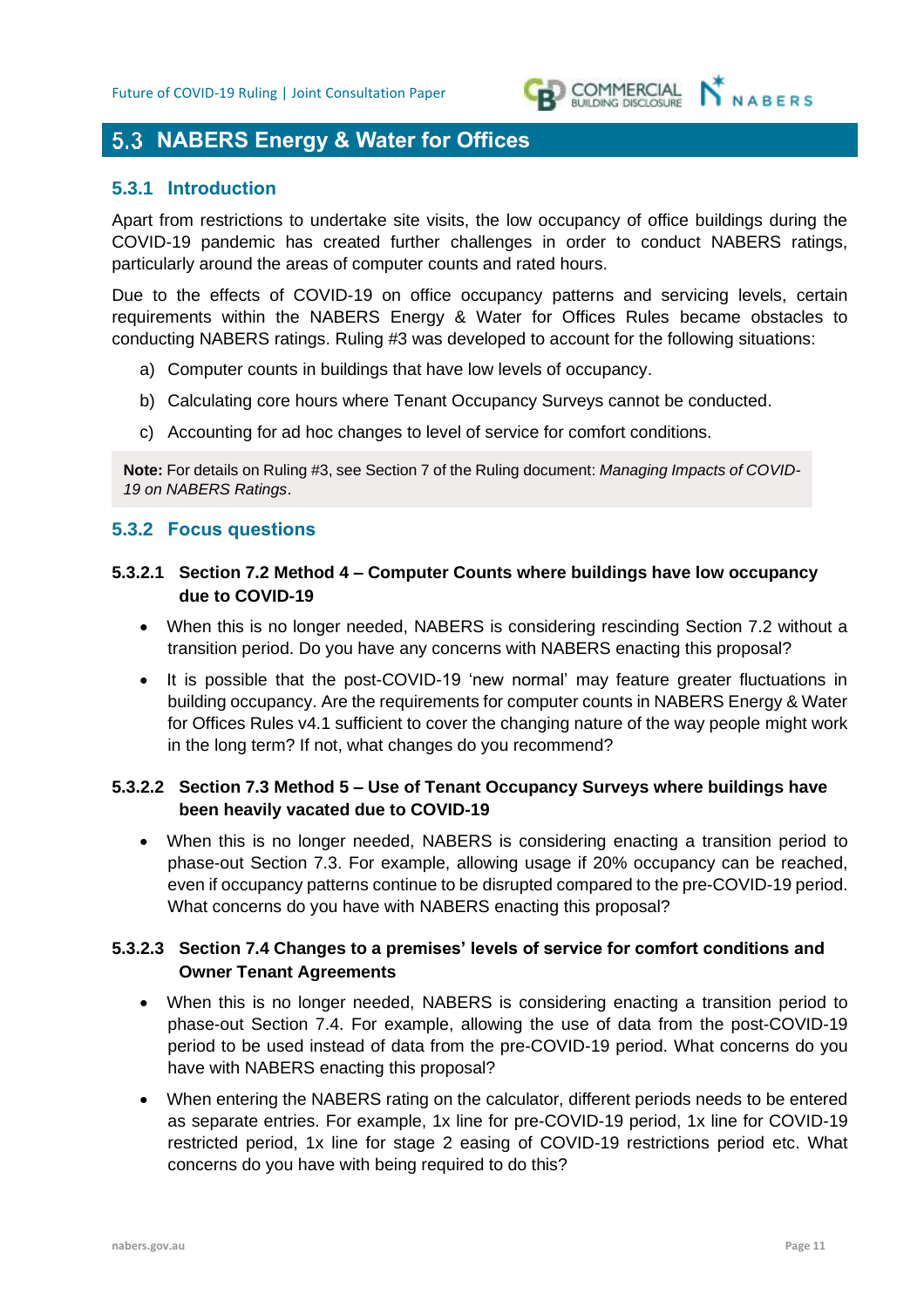## 5.3 NABERS Energy & Water for Offices

### 5.3.1 Introduction

Apart from restrictions to undertake site visits, the low occupancy of office buildings during the COVID-19 pandemic has created further challenges in order to conduct NABERS ratings, particularly around the areas of computer counts and rated hours.

Due to the effects of COVID-19 on office occupancy patterns and servicing levels, certain requirements within the NABERS Energy & Water for Offices Rules became obstacles to conducting NABERS ratings. Ruling #3 was developed to account for the following situations:

a) Computer counts in buildings that have low levels of occupancy.

b) Calculating core hours where Tenant Occupancy Surveys cannot be conducted.

c) Accounting for ad hoc changes to level of service for comfort conditions.

**Note:** For details on Ruling #3, see Section 7 of the Ruling document: *Managing Impacts of COVID-19 on NABERS Ratings*.

### 5.3.2 Focus questions

#### 5.3.2.1 Section 7.2 Method 4 – Computer Counts where buildings have low occupancy due to COVID-19

- When this is no longer needed, NABERS is considering rescinding Section 7.2 without a transition period. Do you have any concerns with NABERS enacting this proposal?
- It is possible that the post-COVID-19 'new normal' may feature greater fluctuations in building occupancy. Are the requirements for computer counts in NABERS Energy & Water for Offices Rules v4.1 sufficient to cover the changing nature of the way people might work in the long term? If not, what changes do you recommend?

#### 5.3.2.2 Section 7.3 Method 5 – Use of Tenant Occupancy Surveys where buildings have been heavily vacated due to COVID-19

- When this is no longer needed, NABERS is considering enacting a transition period to phase-out Section 7.3. For example, allowing usage if 20% occupancy can be reached, even if occupancy patterns continue to be disrupted compared to the pre-COVID-19 period. What concerns do you have with NABERS enacting this proposal?

#### 5.3.2.3 Section 7.4 Changes to a premises' levels of service for comfort conditions and Owner Tenant Agreements

- When this is no longer needed, NABERS is considering enacting a transition period to phase-out Section 7.4. For example, allowing the use of data from the post-COVID-19 period to be used instead of data from the pre-COVID-19 period. What concerns do you have with NABERS enacting this proposal?
- When entering the NABERS rating on the calculator, different periods needs to be entered as separate entries. For example, 1x line for pre-COVID-19 period, 1x line for COVID-19 restricted period, 1x line for stage 2 easing of COVID-19 restrictions period etc. What concerns do you have with being required to do this?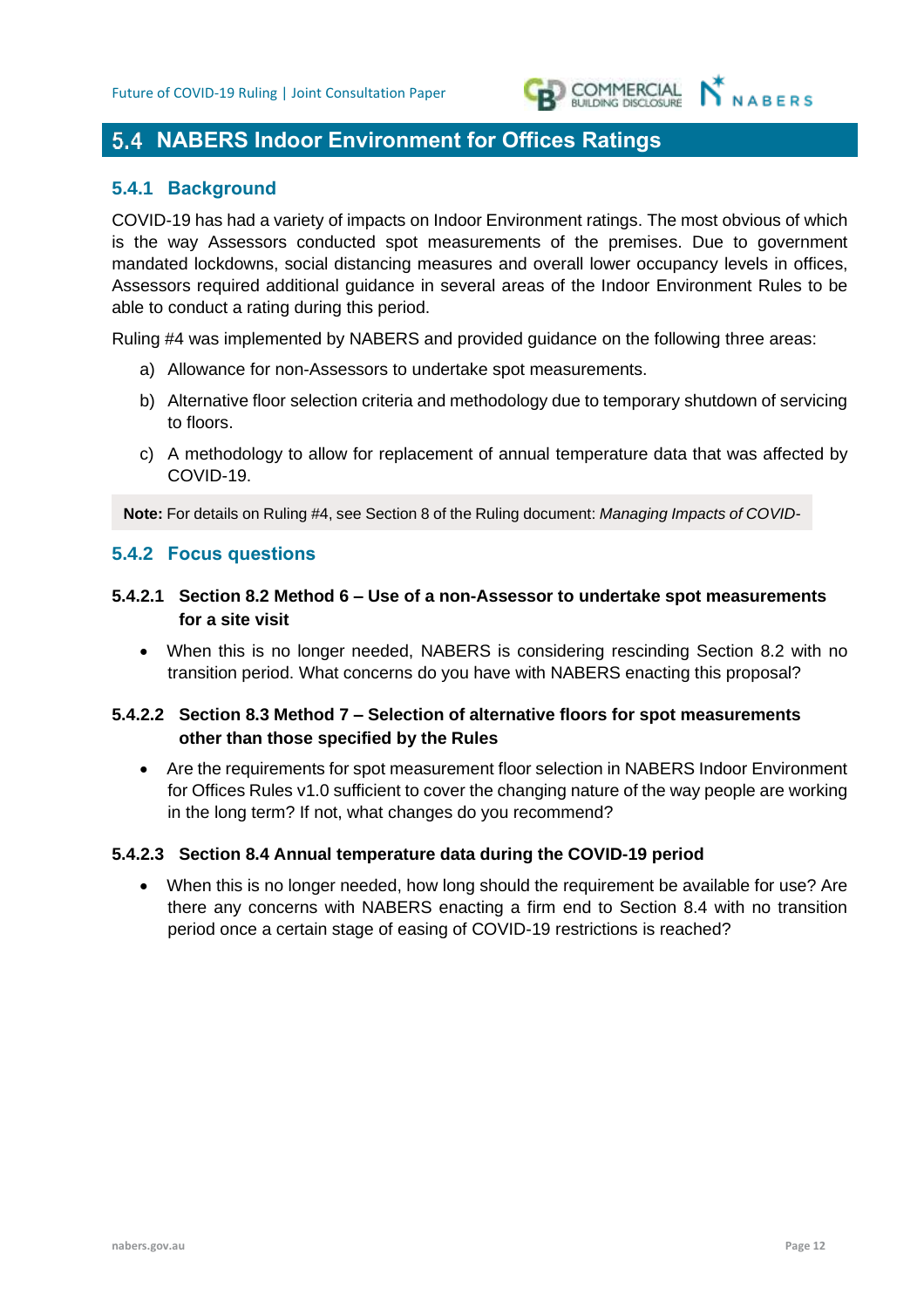## 5.4 NABERS Indoor Environment for Offices Ratings

### 5.4.1 Background

COVID-19 has had a variety of impacts on Indoor Environment ratings. The most obvious of which is the way Assessors conducted spot measurements of the premises. Due to government mandated lockdowns, social distancing measures and overall lower occupancy levels in offices, Assessors required additional guidance in several areas of the Indoor Environment Rules to be able to conduct a rating during this period.

Ruling #4 was implemented by NABERS and provided guidance on the following three areas:

a) Allowance for non-Assessors to undertake spot measurements.

b) Alternative floor selection criteria and methodology due to temporary shutdown of servicing to floors.

c) A methodology to allow for replacement of annual temperature data that was affected by COVID-19.

**Note:** For details on Ruling #4, see Section 8 of the Ruling document: *Managing Impacts of COVID-*

### 5.4.2 Focus questions

#### 5.4.2.1 Section 8.2 Method 6 – Use of a non-Assessor to undertake spot measurements for a site visit

- When this is no longer needed, NABERS is considering rescinding Section 8.2 with no transition period. What concerns do you have with NABERS enacting this proposal?

#### 5.4.2.2 Section 8.3 Method 7 – Selection of alternative floors for spot measurements other than those specified by the Rules

- Are the requirements for spot measurement floor selection in NABERS Indoor Environment for Offices Rules v1.0 sufficient to cover the changing nature of the way people are working in the long term? If not, what changes do you recommend?

#### 5.4.2.3 Section 8.4 Annual temperature data during the COVID-19 period

- When this is no longer needed, how long should the requirement be available for use? Are there any concerns with NABERS enacting a firm end to Section 8.4 with no transition period once a certain stage of easing of COVID-19 restrictions is reached?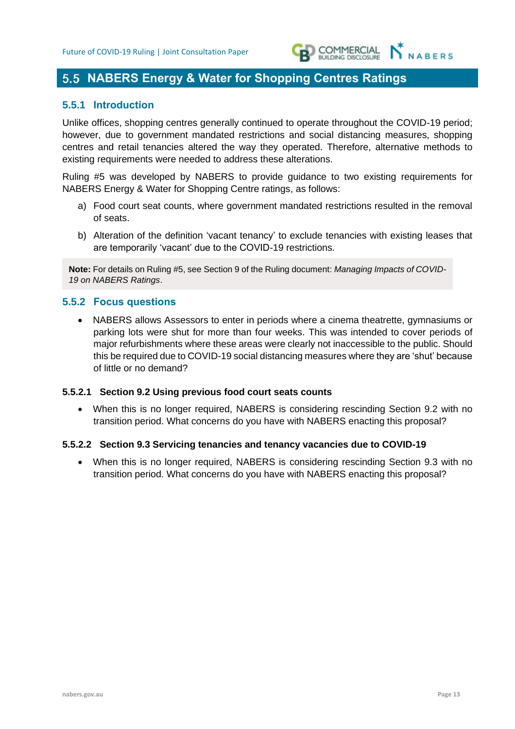## 5.5 NABERS Energy & Water for Shopping Centres Ratings

### 5.5.1 Introduction

Unlike offices, shopping centres generally continued to operate throughout the COVID-19 period; however, due to government mandated restrictions and social distancing measures, shopping centres and retail tenancies altered the way they operated. Therefore, alternative methods to existing requirements were needed to address these alterations.

Ruling #5 was developed by NABERS to provide guidance to two existing requirements for NABERS Energy & Water for Shopping Centre ratings, as follows:

a) Food court seat counts, where government mandated restrictions resulted in the removal of seats.

b) Alteration of the definition 'vacant tenancy' to exclude tenancies with existing leases that are temporarily 'vacant' due to the COVID-19 restrictions.

> **Note:** For details on Ruling #5, see Section 9 of the Ruling document: *Managing Impacts of COVID-19 on NABERS Ratings*.

### 5.5.2 Focus questions

- NABERS allows Assessors to enter in periods where a cinema theatrette, gymnasiums or parking lots were shut for more than four weeks. This was intended to cover periods of major refurbishments where these areas were clearly not inaccessible to the public. Should this be required due to COVID-19 social distancing measures where they are 'shut' because of little or no demand?

#### 5.5.2.1 Section 9.2 Using previous food court seats counts

- When this is no longer required, NABERS is considering rescinding Section 9.2 with no transition period. What concerns do you have with NABERS enacting this proposal?

#### 5.5.2.2 Section 9.3 Servicing tenancies and tenancy vacancies due to COVID-19

- When this is no longer required, NABERS is considering rescinding Section 9.3 with no transition period. What concerns do you have with NABERS enacting this proposal?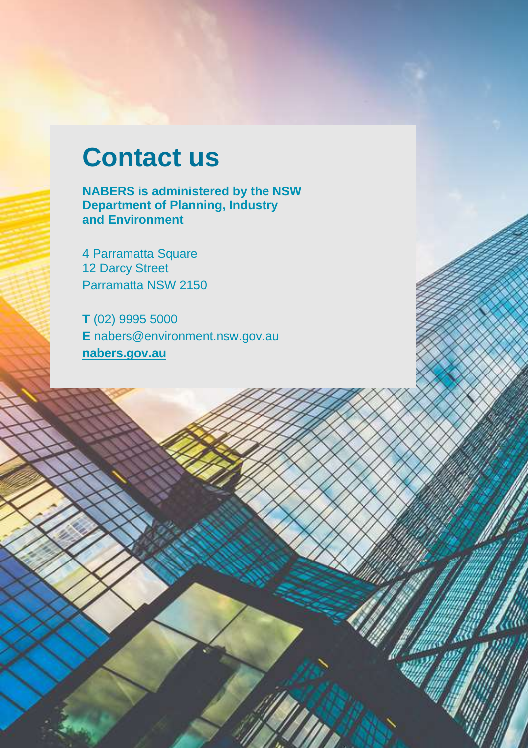# Contact us

**NABERS is administered by the NSW Department of Planning, Industry and Environment**

4 Parramatta Square
12 Darcy Street
Parramatta NSW 2150

**T** (02) 9995 5000
**E** nabers@environment.nsw.gov.au
**nabers.gov.au**